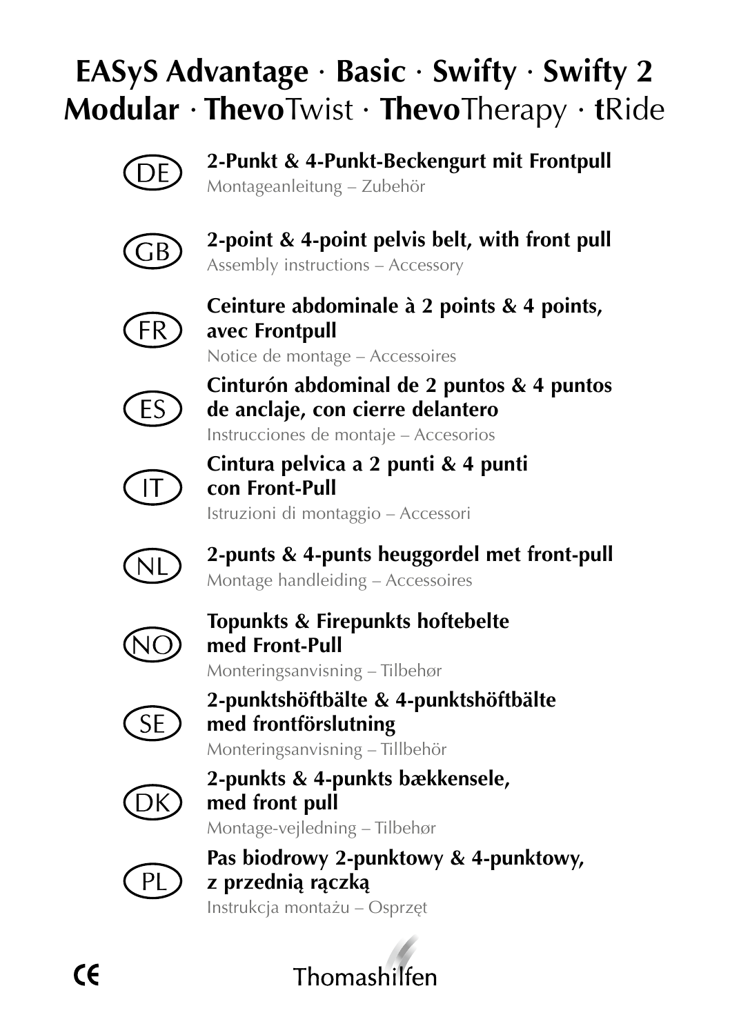# EASyS Advantage · Basic · Swifty · Swifty 2 Modular · **Thevo**Twist · **Thevo**Therapy · **t**Ride

DE

**2-Punkt & 4-Punkt-Beckengurt mit Frontpull**
Montageanleitung – Zubehör

GB

**2-point & 4-point pelvis belt, with front pull**
Assembly instructions – Accessory

FR

**Ceinture abdominale à 2 points & 4 points, avec Frontpull**
Notice de montage – Accessoires

ES

**Cinturón abdominal de 2 puntos & 4 puntos de anclaje, con cierre delantero**
Instrucciones de montaje – Accesorios

IT

**Cintura pelvica a 2 punti & 4 punti con Front-Pull**
Istruzioni di montaggio – Accessori

NL

**2-punts & 4-punts heuggordel met front-pull**
Montage handleiding – Accessoires

NO

**Topunkts & Firepunkts hoftebelte med Front-Pull**
Monteringsanvisning – Tilbehør

SE

**2-punktshöftbälte & 4-punktshöftbälte med frontförslutning**
Monteringsanvisning – Tillbehör

DK

**2-punkts & 4-punkts bækkensele, med front pull**
Montage-vejledning – Tilbehør

PL

**Pas biodrowy 2-punktowy & 4-punktowy, z przednią rączką**
Instrukcja montażu – Osprzęt

CE

Thomashilfen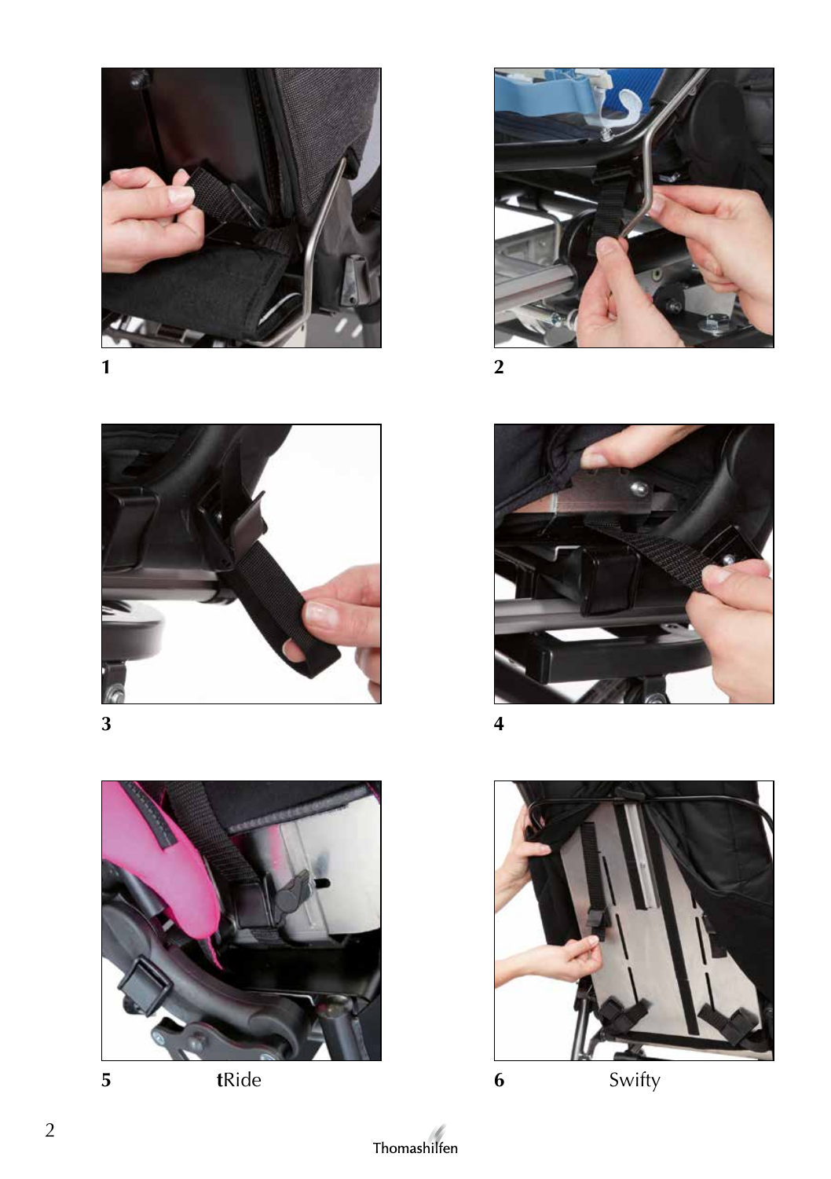1

2

3

4

5 **t**Ride

6 Swifty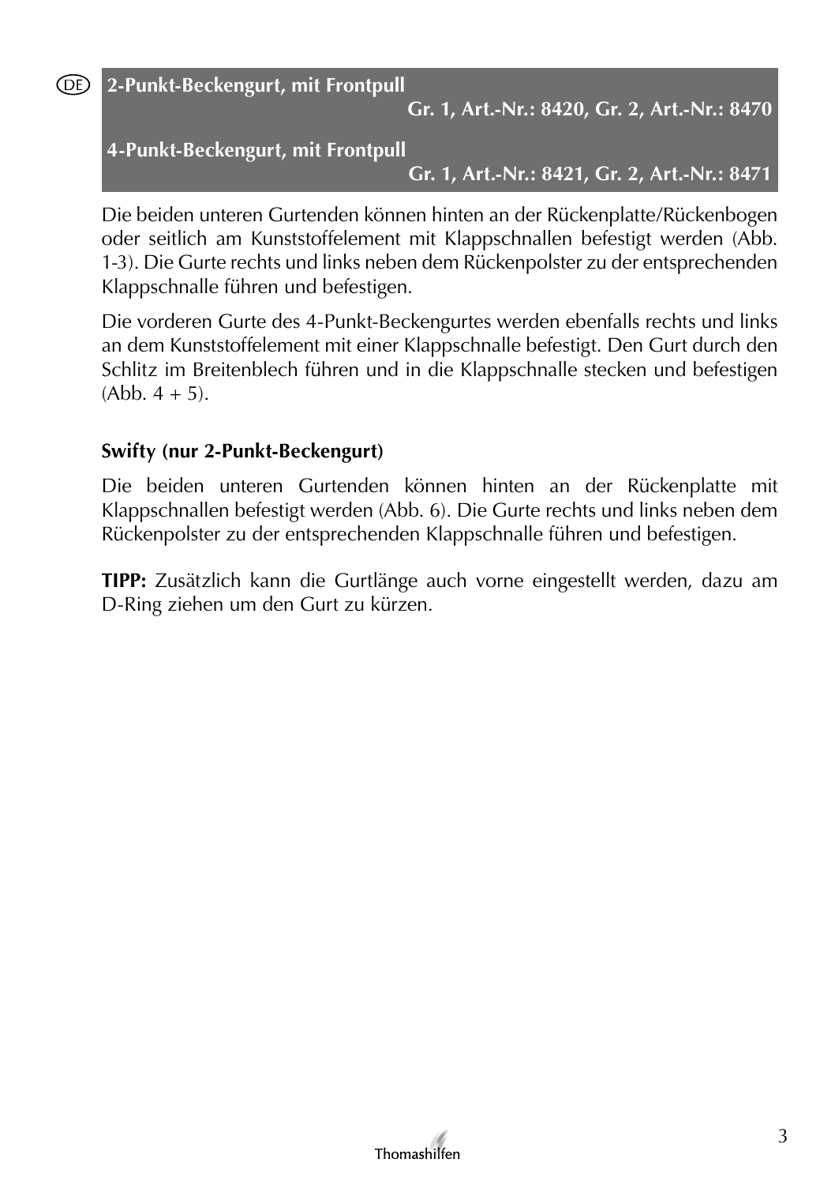DE

## 2-Punkt-Beckengurt, mit Frontpull

**Gr. 1, Art.-Nr.: 8420, Gr. 2, Art.-Nr.: 8470**

## 4-Punkt-Beckengurt, mit Frontpull

**Gr. 1, Art.-Nr.: 8421, Gr. 2, Art.-Nr.: 8471**

Die beiden unteren Gurtenden können hinten an der Rückenplatte/Rückenbogen oder seitlich am Kunststoffelement mit Klappschnallen befestigt werden (Abb. 1-3). Die Gurte rechts und links neben dem Rückenpolster zu der entsprechenden Klappschnalle führen und befestigen.

Die vorderen Gurte des 4-Punkt-Beckengurtes werden ebenfalls rechts und links an dem Kunststoffelement mit einer Klappschnalle befestigt. Den Gurt durch den Schlitz im Breitenblech führen und in die Klappschnalle stecken und befestigen (Abb. 4 + 5).

### Swifty (nur 2-Punkt-Beckengurt)

Die beiden unteren Gurtenden können hinten an der Rückenplatte mit Klappschnallen befestigt werden (Abb. 6). Die Gurte rechts und links neben dem Rückenpolster zu der entsprechenden Klappschnalle führen und befestigen.

**TIPP:** Zusätzlich kann die Gurtlänge auch vorne eingestellt werden, dazu am D-Ring ziehen um den Gurt zu kürzen.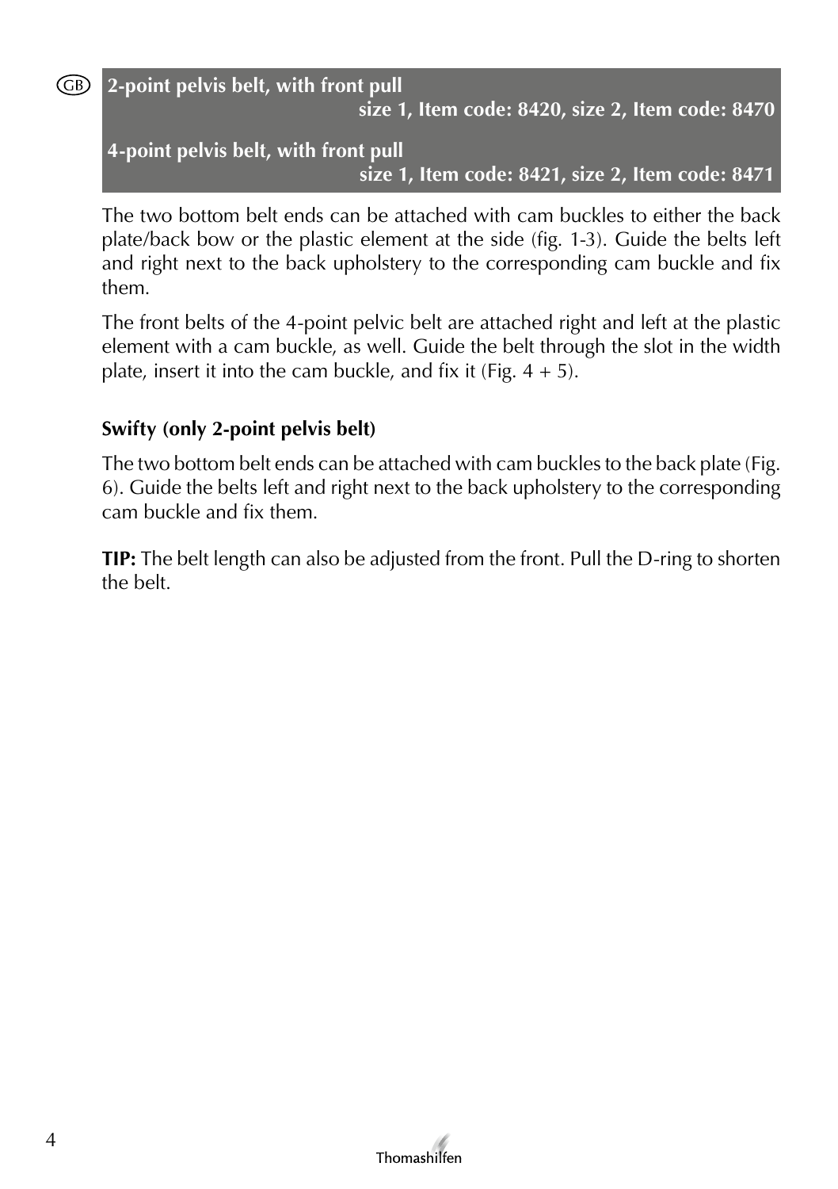## 2-point pelvis belt, with front pull

**size 1, Item code: 8420, size 2, Item code: 8470**

## 4-point pelvis belt, with front pull

**size 1, Item code: 8421, size 2, Item code: 8471**

The two bottom belt ends can be attached with cam buckles to either the back plate/back bow or the plastic element at the side (fig. 1-3). Guide the belts left and right next to the back upholstery to the corresponding cam buckle and fix them.

The front belts of the 4-point pelvic belt are attached right and left at the plastic element with a cam buckle, as well. Guide the belt through the slot in the width plate, insert it into the cam buckle, and fix it (Fig. 4 + 5).

### Swifty (only 2-point pelvis belt)

The two bottom belt ends can be attached with cam buckles to the back plate (Fig. 6). Guide the belts left and right next to the back upholstery to the corresponding cam buckle and fix them.

**TIP:** The belt length can also be adjusted from the front. Pull the D-ring to shorten the belt.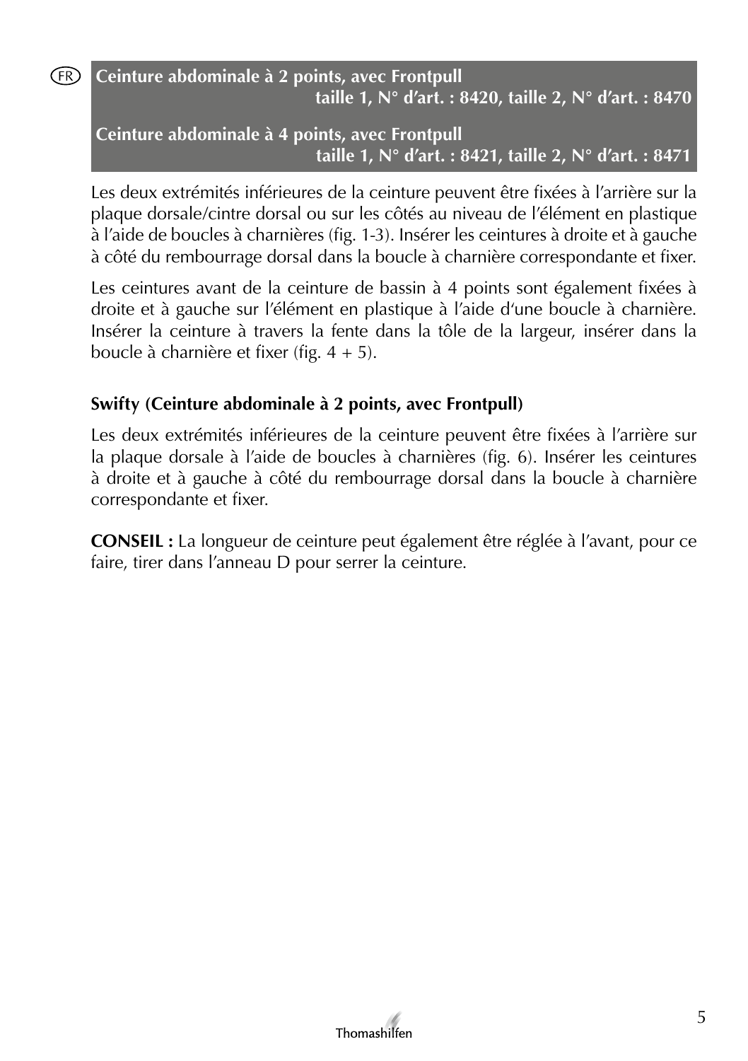**Ceinture abdominale à 2 points, avec Frontpull**
**taille 1, N° d'art. : 8420, taille 2, N° d'art. : 8470**

**Ceinture abdominale à 4 points, avec Frontpull**
**taille 1, N° d'art. : 8421, taille 2, N° d'art. : 8471**

Les deux extrémités inférieures de la ceinture peuvent être fixées à l'arrière sur la plaque dorsale/cintre dorsal ou sur les côtés au niveau de l'élément en plastique à l'aide de boucles à charnières (fig. 1-3). Insérer les ceintures à droite et à gauche à côté du rembourrage dorsal dans la boucle à charnière correspondante et fixer.

Les ceintures avant de la ceinture de bassin à 4 points sont également fixées à droite et à gauche sur l'élément en plastique à l'aide d'une boucle à charnière. Insérer la ceinture à travers la fente dans la tôle de la largeur, insérer dans la boucle à charnière et fixer (fig. 4 + 5).

**Swifty (Ceinture abdominale à 2 points, avec Frontpull)**

Les deux extrémités inférieures de la ceinture peuvent être fixées à l'arrière sur la plaque dorsale à l'aide de boucles à charnières (fig. 6). Insérer les ceintures à droite et à gauche à côté du rembourrage dorsal dans la boucle à charnière correspondante et fixer.

**CONSEIL :** La longueur de ceinture peut également être réglée à l'avant, pour ce faire, tirer dans l'anneau D pour serrer la ceinture.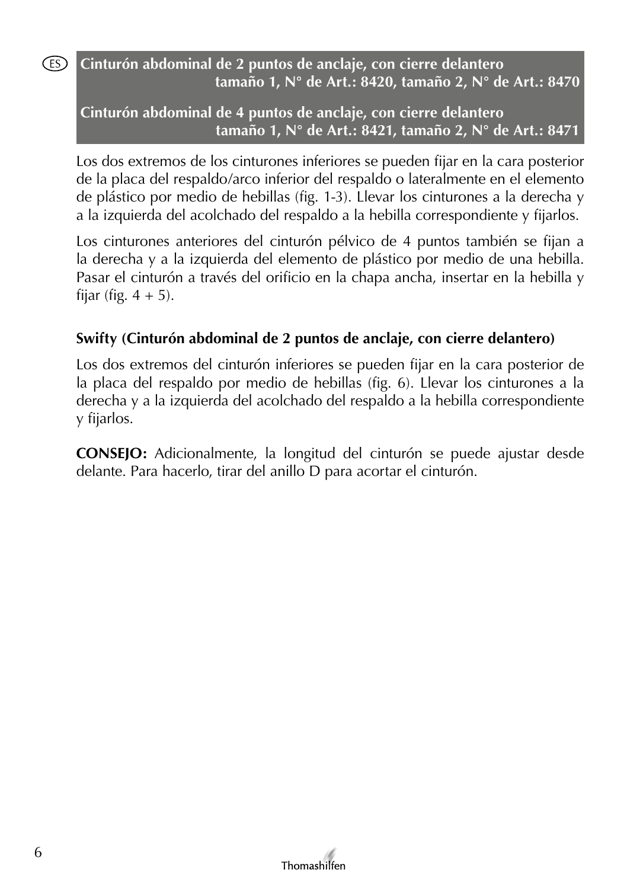## Cinturón abdominal de 2 puntos de anclaje, con cierre delantero
**tamaño 1, N° de Art.: 8420, tamaño 2, N° de Art.: 8470**

## Cinturón abdominal de 4 puntos de anclaje, con cierre delantero
**tamaño 1, N° de Art.: 8421, tamaño 2, N° de Art.: 8471**

Los dos extremos de los cinturones inferiores se pueden fijar en la cara posterior de la placa del respaldo/arco inferior del respaldo o lateralmente en el elemento de plástico por medio de hebillas (fig. 1-3). Llevar los cinturones a la derecha y a la izquierda del acolchado del respaldo a la hebilla correspondiente y fijarlos.

Los cinturones anteriores del cinturón pélvico de 4 puntos también se fijan a la derecha y a la izquierda del elemento de plástico por medio de una hebilla. Pasar el cinturón a través del orificio en la chapa ancha, insertar en la hebilla y fijar (fig. 4 + 5).

### Swifty (Cinturón abdominal de 2 puntos de anclaje, con cierre delantero)

Los dos extremos del cinturón inferiores se pueden fijar en la cara posterior de la placa del respaldo por medio de hebillas (fig. 6). Llevar los cinturones a la derecha y a la izquierda del acolchado del respaldo a la hebilla correspondiente y fijarlos.

**CONSEJO:** Adicionalmente, la longitud del cinturón se puede ajustar desde delante. Para hacerlo, tirar del anillo D para acortar el cinturón.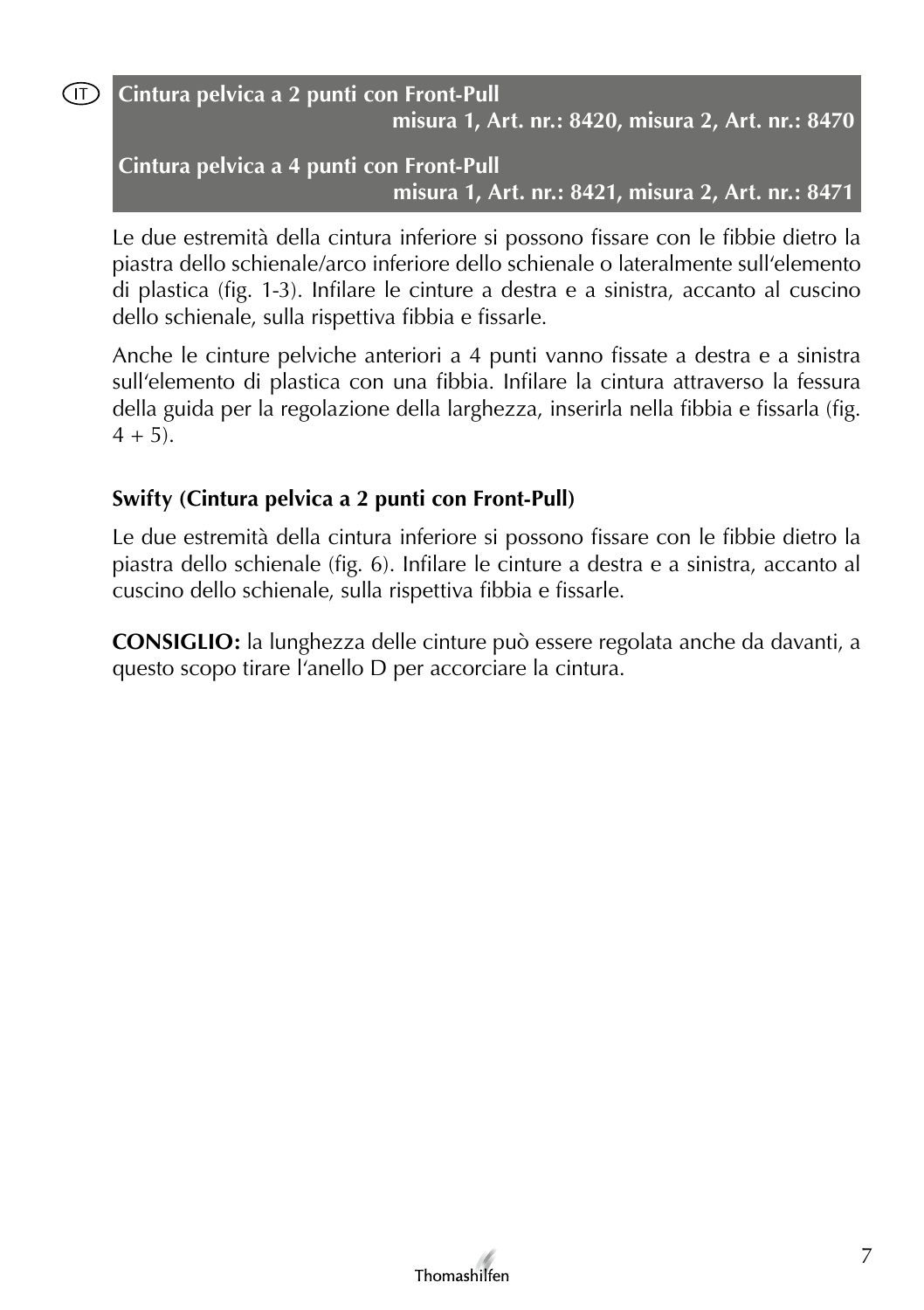IT

## Cintura pelvica a 2 punti con Front-Pull
**misura 1, Art. nr.: 8420, misura 2, Art. nr.: 8470**

## Cintura pelvica a 4 punti con Front-Pull
**misura 1, Art. nr.: 8421, misura 2, Art. nr.: 8471**

Le due estremità della cintura inferiore si possono fissare con le fibbie dietro la piastra dello schienale/arco inferiore dello schienale o lateralmente sull'elemento di plastica (fig. 1-3). Infilare le cinture a destra e a sinistra, accanto al cuscino dello schienale, sulla rispettiva fibbia e fissarle.

Anche le cinture pelviche anteriori a 4 punti vanno fissate a destra e a sinistra sull'elemento di plastica con una fibbia. Infilare la cintura attraverso la fessura della guida per la regolazione della larghezza, inserirla nella fibbia e fissarla (fig. 4 + 5).

### Swifty (Cintura pelvica a 2 punti con Front-Pull)

Le due estremità della cintura inferiore si possono fissare con le fibbie dietro la piastra dello schienale (fig. 6). Infilare le cinture a destra e a sinistra, accanto al cuscino dello schienale, sulla rispettiva fibbia e fissarle.

**CONSIGLIO:** la lunghezza delle cinture può essere regolata anche da davanti, a questo scopo tirare l'anello D per accorciare la cintura.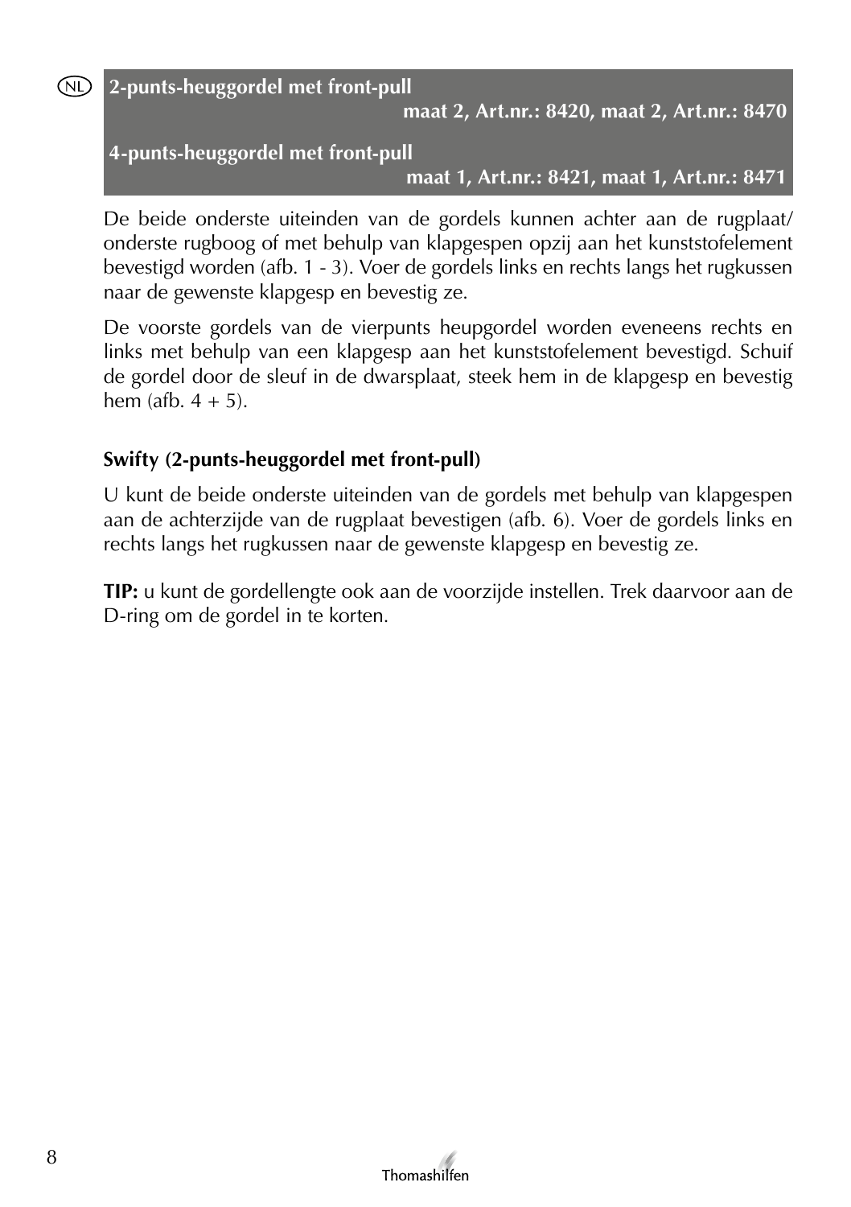NL

**2-punts-heuggordel met front-pull**
**maat 2, Art.nr.: 8420, maat 2, Art.nr.: 8470**

**4-punts-heuggordel met front-pull**
**maat 1, Art.nr.: 8421, maat 1, Art.nr.: 8471**

De beide onderste uiteinden van de gordels kunnen achter aan de rugplaat/ onderste rugboog of met behulp van klapgespen opzij aan het kunststofelement bevestigd worden (afb. 1 - 3). Voer de gordels links en rechts langs het rugkussen naar de gewenste klapgesp en bevestig ze.

De voorste gordels van de vierpunts heupgordel worden eveneens rechts en links met behulp van een klapgesp aan het kunststofelement bevestigd. Schuif de gordel door de sleuf in de dwarsplaat, steek hem in de klapgesp en bevestig hem (afb. 4 + 5).

### Swifty (2-punts-heuggordel met front-pull)

U kunt de beide onderste uiteinden van de gordels met behulp van klapgespen aan de achterzijde van de rugplaat bevestigen (afb. 6). Voer de gordels links en rechts langs het rugkussen naar de gewenste klapgesp en bevestig ze.

**TIP:** u kunt de gordellengte ook aan de voorzijde instellen. Trek daarvoor aan de D-ring om de gordel in te korten.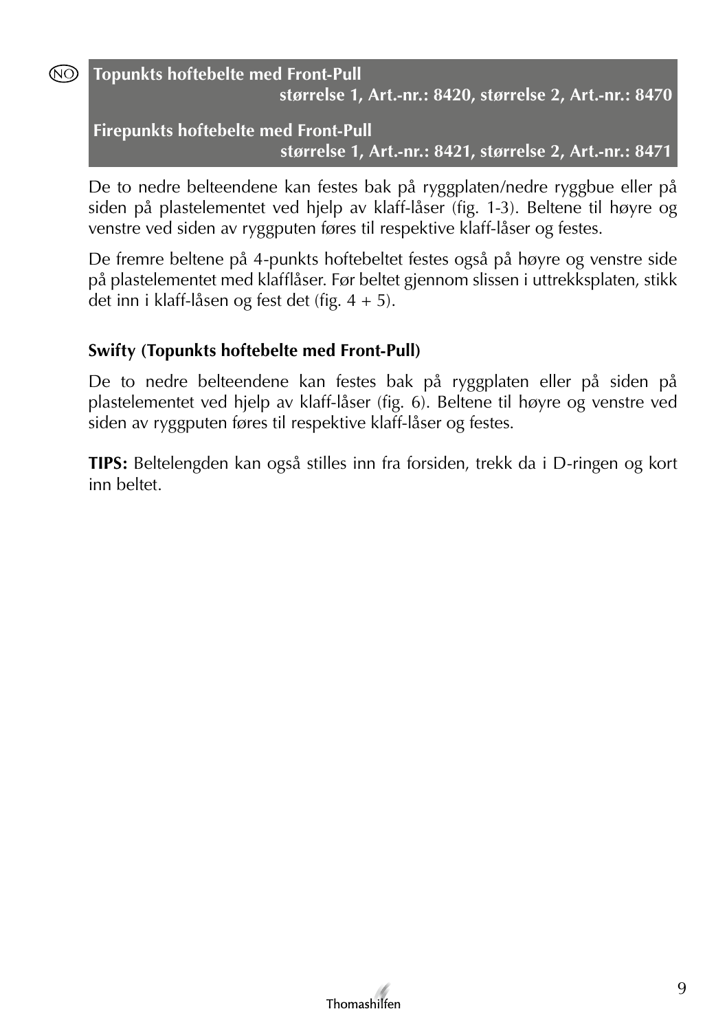## Topunkts hoftebelte med Front-Pull

**størrelse 1, Art.-nr.: 8420, størrelse 2, Art.-nr.: 8470**

## Firepunkts hoftebelte med Front-Pull

**størrelse 1, Art.-nr.: 8421, størrelse 2, Art.-nr.: 8471**

De to nedre belteendene kan festes bak på ryggplaten/nedre ryggbue eller på siden på plastelementet ved hjelp av klaff-låser (fig. 1-3). Beltene til høyre og venstre ved siden av ryggputen føres til respektive klaff-låser og festes.

De fremre beltene på 4-punkts hoftebeltet festes også på høyre og venstre side på plastelementet med klafflåser. Før beltet gjennom slissen i uttrekksplaten, stikk det inn i klaff-låsen og fest det (fig. 4 + 5).

### Swifty (Topunkts hoftebelte med Front-Pull)

De to nedre belteendene kan festes bak på ryggplaten eller på siden på plastelementet ved hjelp av klaff-låser (fig. 6). Beltene til høyre og venstre ved siden av ryggputen føres til respektive klaff-låser og festes.

**TIPS:** Beltelengden kan også stilles inn fra forsiden, trekk da i D-ringen og kort inn beltet.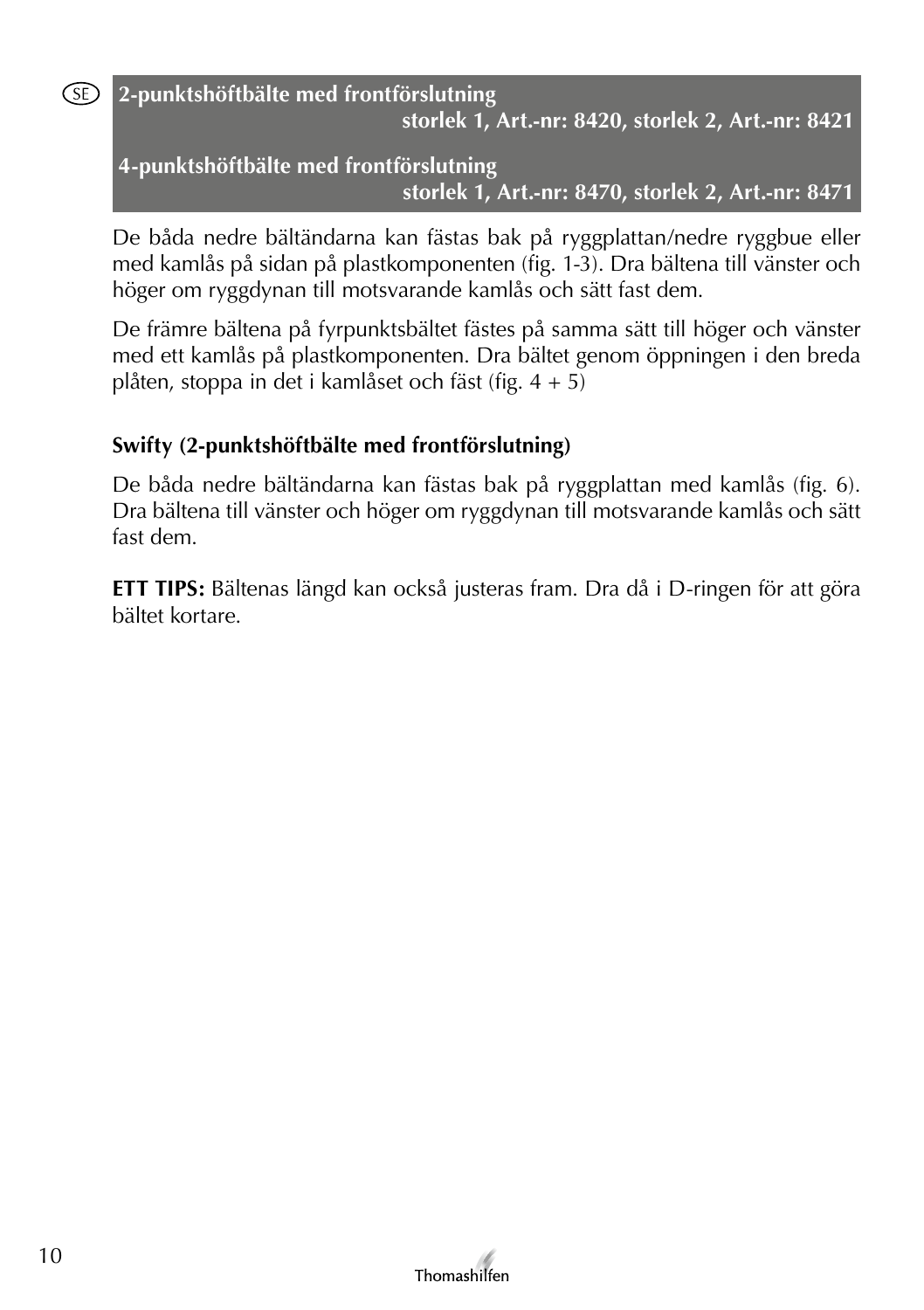SE

## 2-punktshöftbälte med frontförslutning

**storlek 1, Art.-nr: 8420, storlek 2, Art.-nr: 8421**

## 4-punktshöftbälte med frontförslutning

**storlek 1, Art.-nr: 8470, storlek 2, Art.-nr: 8471**

De båda nedre bältändarna kan fästas bak på ryggplattan/nedre ryggbue eller med kamlås på sidan på plastkomponenten (fig. 1-3). Dra bältena till vänster och höger om ryggdynan till motsvarande kamlås och sätt fast dem.

De främre bältena på fyrpunktsbältet fästes på samma sätt till höger och vänster med ett kamlås på plastkomponenten. Dra bältet genom öppningen i den breda plåten, stoppa in det i kamlåset och fäst (fig. 4 + 5)

### Swifty (2-punktshöftbälte med frontförslutning)

De båda nedre bältändarna kan fästas bak på ryggplattan med kamlås (fig. 6). Dra bältena till vänster och höger om ryggdynan till motsvarande kamlås och sätt fast dem.

**ETT TIPS:** Bältenas längd kan också justeras fram. Dra då i D-ringen för att göra bältet kortare.

Thomashilfen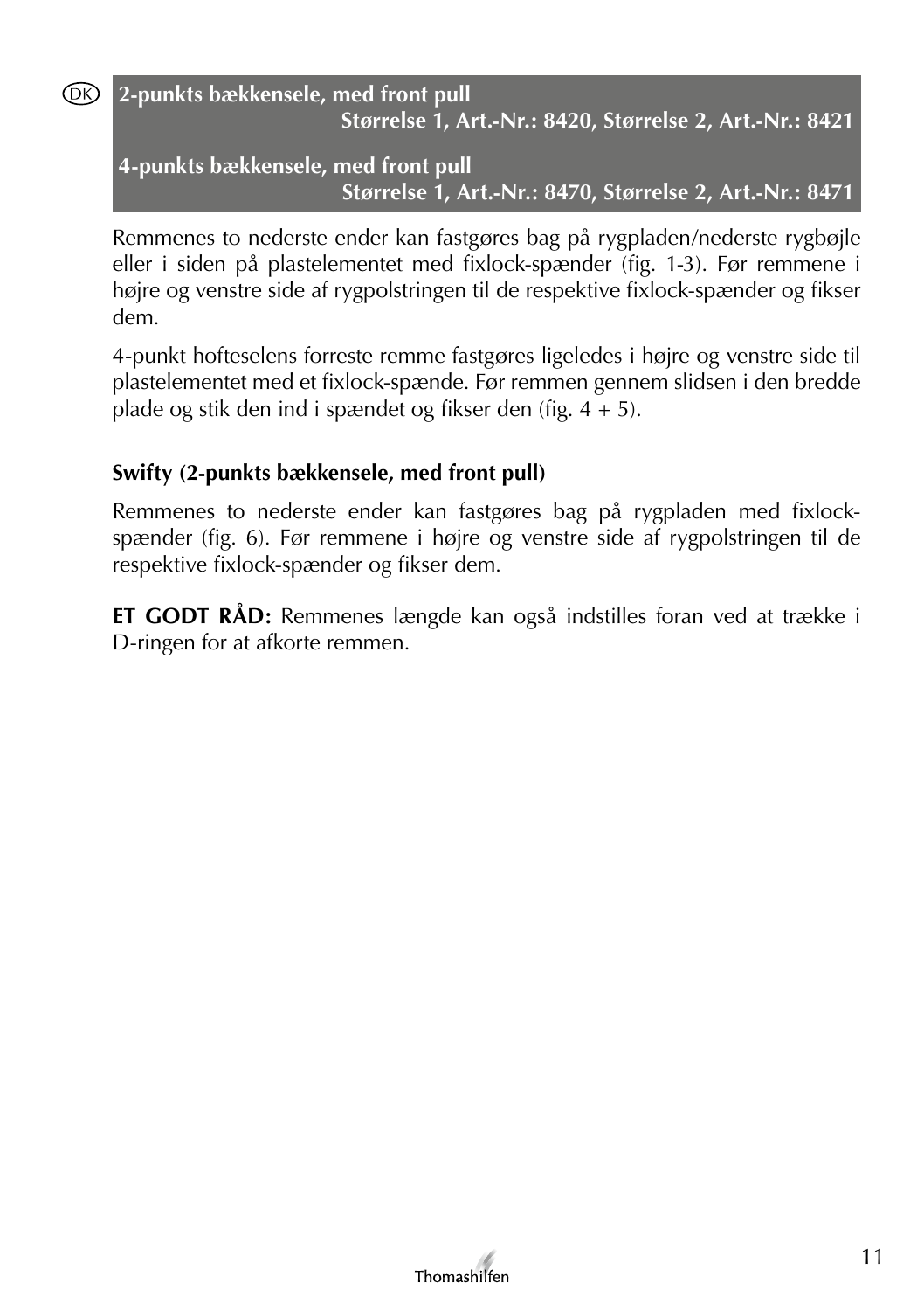DK

## 2-punkts bækkensele, med front pull
**Størrelse 1, Art.-Nr.: 8420, Størrelse 2, Art.-Nr.: 8421**

## 4-punkts bækkensele, med front pull
**Størrelse 1, Art.-Nr.: 8470, Størrelse 2, Art.-Nr.: 8471**

Remmenes to nederste ender kan fastgøres bag på rygpladen/nederste rygbøjle eller i siden på plastelementet med fixlock-spænder (fig. 1-3). Før remmene i højre og venstre side af rygpolstringen til de respektive fixlock-spænder og fikser dem.

4-punkt hofteselens forreste remme fastgøres ligeledes i højre og venstre side til plastelementet med et fixlock-spænde. Før remmen gennem slidsen i den bredde plade og stik den ind i spændet og fikser den (fig. 4 + 5).

**Swifty (2-punkts bækkensele, med front pull)**

Remmenes to nederste ender kan fastgøres bag på rygpladen med fixlock-spænder (fig. 6). Før remmene i højre og venstre side af rygpolstringen til de respektive fixlock-spænder og fikser dem.

**ET GODT RÅD:** Remmenes længde kan også indstilles foran ved at trække i D-ringen for at afkorte remmen.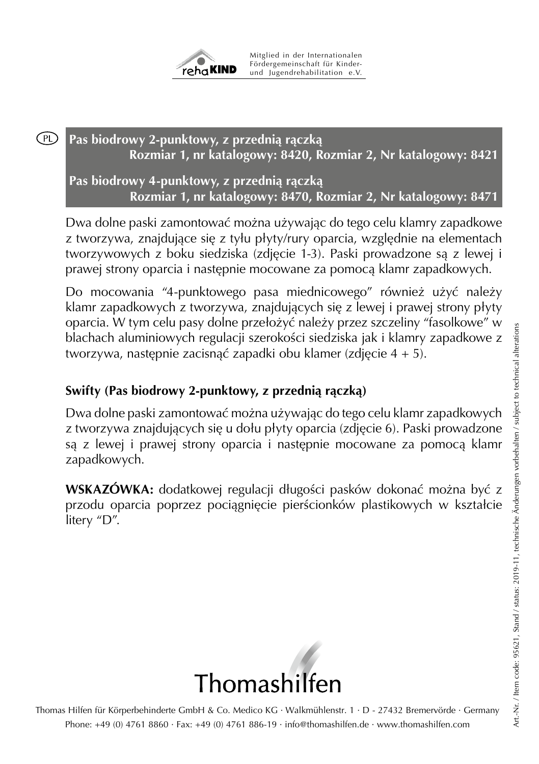Mitglied in der Internationalen Fördergemeinschaft für Kinder- und Jugendrehabilitation e.V.

PL

## Pas biodrowy 2-punktowy, z przednią rączką

**Rozmiar 1, nr katalogowy: 8420, Rozmiar 2, Nr katalogowy: 8421**

## Pas biodrowy 4-punktowy, z przednią rączką

**Rozmiar 1, nr katalogowy: 8470, Rozmiar 2, Nr katalogowy: 8471**

Dwa dolne paski zamontować można używając do tego celu klamry zapadkowe z tworzywa, znajdujące się z tyłu płyty/rury oparcia, względnie na elementach tworzywowych z boku siedziska (zdjęcie 1-3). Paski prowadzone są z lewej i prawej strony oparcia i następnie mocowane za pomocą klamr zapadkowych.

Do mocowania "4-punktowego pasa miednicowego" również użyć należy klamr zapadkowych z tworzywa, znajdujących się z lewej i prawej strony płyty oparcia. W tym celu pasy dolne przełożyć należy przez szczeliny "fasolkowe" w blachach aluminiowych regulacji szerokości siedziska jak i klamry zapadkowe z tworzywa, następnie zacisnąć zapadki obu klamer (zdjęcie 4 + 5).

### Swifty (Pas biodrowy 2-punktowy, z przednią rączką)

Dwa dolne paski zamontować można używając do tego celu klamr zapadkowych z tworzywa znajdujących się u dołu płyty oparcia (zdjęcie 6). Paski prowadzone są z lewej i prawej strony oparcia i następnie mocowane za pomocą klamr zapadkowych.

**WSKAZÓWKA:** dodatkowej regulacji długości pasków dokonać można być z przodu oparcia poprzez pociągnięcie pierścionków plastikowych w kształcie litery "D".

Art.-Nr. / Item code: 95621, Stand / status: 2019-11, technische Änderungen vorbehalten / subject to technical alterations

Thomashilfen

Thomas Hilfen für Körperbehinderte GmbH & Co. Medico KG · Walkmühlenstr. 1 · D - 27432 Bremervörde · Germany
Phone: +49 (0) 4761 8860 · Fax: +49 (0) 4761 886-19 · info@thomashilfen.de · www.thomashilfen.com